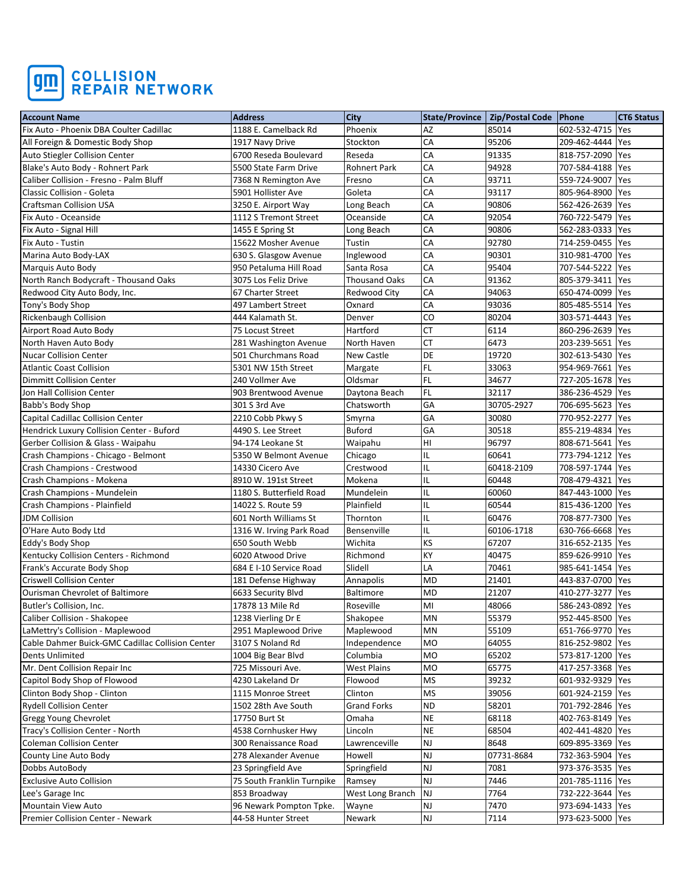# GM COLLISION REPAIR NETWORK

| Account Name | Address | City | State/Province | Zip/Postal Code | Phone | CT6 Status |
|---|---|---|---|---|---|---|
| Fix Auto - Phoenix DBA Coulter Cadillac | 1188 E. Camelback Rd | Phoenix | AZ | 85014 | 602-532-4715 | Yes |
| All Foreign & Domestic Body Shop | 1917 Navy Drive | Stockton | CA | 95206 | 209-462-4444 | Yes |
| Auto Stiegler Collision Center | 6700 Reseda Boulevard | Reseda | CA | 91335 | 818-757-2090 | Yes |
| Blake's Auto Body - Rohnert Park | 5500 State Farm Drive | Rohnert Park | CA | 94928 | 707-584-4188 | Yes |
| Caliber Collision - Fresno - Palm Bluff | 7368 N Remington Ave | Fresno | CA | 93711 | 559-724-9007 | Yes |
| Classic Collision - Goleta | 5901 Hollister Ave | Goleta | CA | 93117 | 805-964-8900 | Yes |
| Craftsman Collision USA | 3250 E. Airport Way | Long Beach | CA | 90806 | 562-426-2639 | Yes |
| Fix Auto - Oceanside | 1112 S Tremont Street | Oceanside | CA | 92054 | 760-722-5479 | Yes |
| Fix Auto - Signal Hill | 1455 E Spring St | Long Beach | CA | 90806 | 562-283-0333 | Yes |
| Fix Auto - Tustin | 15622 Mosher Avenue | Tustin | CA | 92780 | 714-259-0455 | Yes |
| Marina Auto Body-LAX | 630 S. Glasgow Avenue | Inglewood | CA | 90301 | 310-981-4700 | Yes |
| Marquis Auto Body | 950 Petaluma Hill Road | Santa Rosa | CA | 95404 | 707-544-5222 | Yes |
| North Ranch Bodycraft - Thousand Oaks | 3075 Los Feliz Drive | Thousand Oaks | CA | 91362 | 805-379-3411 | Yes |
| Redwood City Auto Body, Inc. | 67 Charter Street | Redwood City | CA | 94063 | 650-474-0099 | Yes |
| Tony's Body Shop | 497 Lambert Street | Oxnard | CA | 93036 | 805-485-5514 | Yes |
| Rickenbaugh Collision | 444 Kalamath St. | Denver | CO | 80204 | 303-571-4443 | Yes |
| Airport Road Auto Body | 75 Locust Street | Hartford | CT | 6114 | 860-296-2639 | Yes |
| North Haven Auto Body | 281 Washington Avenue | North Haven | CT | 6473 | 203-239-5651 | Yes |
| Nucar Collision Center | 501 Churchmans Road | New Castle | DE | 19720 | 302-613-5430 | Yes |
| Atlantic Coast Collision | 5301 NW 15th Street | Margate | FL | 33063 | 954-969-7661 | Yes |
| Dimmitt Collision Center | 240 Vollmer Ave | Oldsmar | FL | 34677 | 727-205-1678 | Yes |
| Jon Hall Collision Center | 903 Brentwood Avenue | Daytona Beach | FL | 32117 | 386-236-4529 | Yes |
| Babb's Body Shop | 301 S 3rd Ave | Chatsworth | GA | 30705-2927 | 706-695-5623 | Yes |
| Capital Cadillac Collision Center | 2210 Cobb Pkwy S | Smyrna | GA | 30080 | 770-952-2277 | Yes |
| Hendrick Luxury Collision Center - Buford | 4490 S. Lee Street | Buford | GA | 30518 | 855-219-4834 | Yes |
| Gerber Collision & Glass - Waipahu | 94-174 Leokane St | Waipahu | HI | 96797 | 808-671-5641 | Yes |
| Crash Champions - Chicago - Belmont | 5350 W Belmont Avenue | Chicago | IL | 60641 | 773-794-1212 | Yes |
| Crash Champions - Crestwood | 14330 Cicero Ave | Crestwood | IL | 60418-2109 | 708-597-1744 | Yes |
| Crash Champions - Mokena | 8910 W. 191st Street | Mokena | IL | 60448 | 708-479-4321 | Yes |
| Crash Champions - Mundelein | 1180 S. Butterfield Road | Mundelein | IL | 60060 | 847-443-1000 | Yes |
| Crash Champions - Plainfield | 14022 S. Route 59 | Plainfield | IL | 60544 | 815-436-1200 | Yes |
| JDM Collision | 601 North Williams St | Thornton | IL | 60476 | 708-877-7300 | Yes |
| O'Hare Auto Body Ltd | 1316 W. Irving Park Road | Bensenville | IL | 60106-1718 | 630-766-6668 | Yes |
| Eddy's Body Shop | 650 South Webb | Wichita | KS | 67207 | 316-652-2135 | Yes |
| Kentucky Collision Centers - Richmond | 6020 Atwood Drive | Richmond | KY | 40475 | 859-626-9910 | Yes |
| Frank's Accurate Body Shop | 684 E I-10 Service Road | Slidell | LA | 70461 | 985-641-1454 | Yes |
| Criswell Collision Center | 181 Defense Highway | Annapolis | MD | 21401 | 443-837-0700 | Yes |
| Ourisman Chevrolet of Baltimore | 6633 Security Blvd | Baltimore | MD | 21207 | 410-277-3277 | Yes |
| Butler's Collision, Inc. | 17878 13 Mile Rd | Roseville | MI | 48066 | 586-243-0892 | Yes |
| Caliber Collision - Shakopee | 1238 Vierling Dr E | Shakopee | MN | 55379 | 952-445-8500 | Yes |
| LaMettry's Collision - Maplewood | 2951 Maplewood Drive | Maplewood | MN | 55109 | 651-766-9770 | Yes |
| Cable Dahmer Buick-GMC Cadillac Collision Center | 3107 S Noland Rd | Independence | MO | 64055 | 816-252-9802 | Yes |
| Dents Unlimited | 1004 Big Bear Blvd | Columbia | MO | 65202 | 573-817-1200 | Yes |
| Mr. Dent Collision Repair Inc | 725 Missouri Ave. | West Plains | MO | 65775 | 417-257-3368 | Yes |
| Capitol Body Shop of Flowood | 4230 Lakeland Dr | Flowood | MS | 39232 | 601-932-9329 | Yes |
| Clinton Body Shop - Clinton | 1115 Monroe Street | Clinton | MS | 39056 | 601-924-2159 | Yes |
| Rydell Collision Center | 1502 28th Ave South | Grand Forks | ND | 58201 | 701-792-2846 | Yes |
| Gregg Young Chevrolet | 17750 Burt St | Omaha | NE | 68118 | 402-763-8149 | Yes |
| Tracy's Collision Center - North | 4538 Cornhusker Hwy | Lincoln | NE | 68504 | 402-441-4820 | Yes |
| Coleman Collision Center | 300 Renaissance Road | Lawrenceville | NJ | 8648 | 609-895-3369 | Yes |
| County Line Auto Body | 278 Alexander Avenue | Howell | NJ | 07731-8684 | 732-363-5904 | Yes |
| Dobbs AutoBody | 23 Springfield Ave | Springfield | NJ | 7081 | 973-376-3535 | Yes |
| Exclusive Auto Collision | 75 South Franklin Turnpike | Ramsey | NJ | 7446 | 201-785-1116 | Yes |
| Lee's Garage Inc | 853 Broadway | West Long Branch | NJ | 7764 | 732-222-3644 | Yes |
| Mountain View Auto | 96 Newark Pompton Tpke. | Wayne | NJ | 7470 | 973-694-1433 | Yes |
| Premier Collision Center - Newark | 44-58 Hunter Street | Newark | NJ | 7114 | 973-623-5000 | Yes |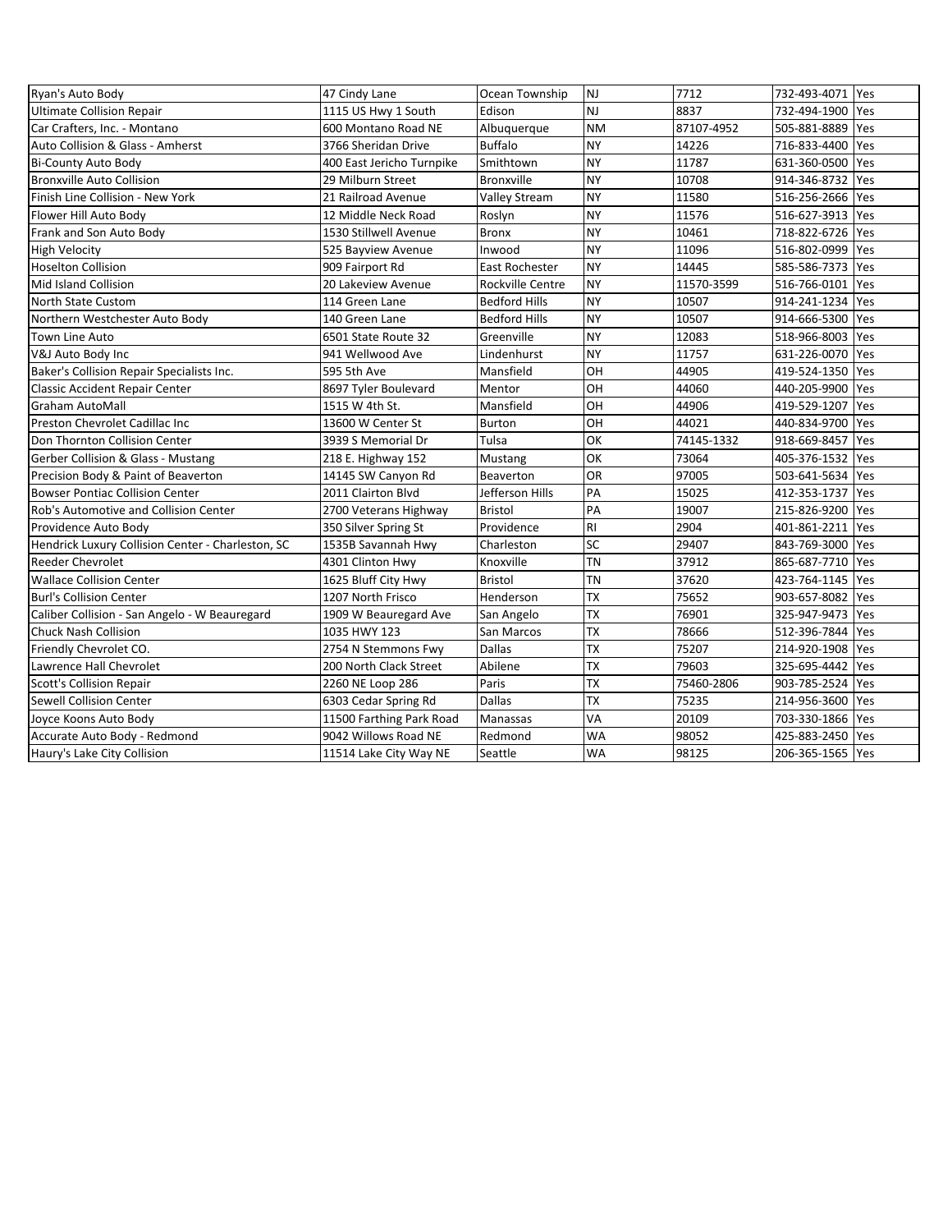| | | | | | | |
|---|---|---|---|---|---|---|
| Ryan's Auto Body | 47 Cindy Lane | Ocean Township | NJ | 7712 | 732-493-4071 | Yes |
| Ultimate Collision Repair | 1115 US Hwy 1 South | Edison | NJ | 8837 | 732-494-1900 | Yes |
| Car Crafters, Inc. - Montano | 600 Montano Road NE | Albuquerque | NM | 87107-4952 | 505-881-8889 | Yes |
| Auto Collision & Glass - Amherst | 3766 Sheridan Drive | Buffalo | NY | 14226 | 716-833-4400 | Yes |
| Bi-County Auto Body | 400 East Jericho Turnpike | Smithtown | NY | 11787 | 631-360-0500 | Yes |
| Bronxville Auto Collision | 29 Milburn Street | Bronxville | NY | 10708 | 914-346-8732 | Yes |
| Finish Line Collision - New York | 21 Railroad Avenue | Valley Stream | NY | 11580 | 516-256-2666 | Yes |
| Flower Hill Auto Body | 12 Middle Neck Road | Roslyn | NY | 11576 | 516-627-3913 | Yes |
| Frank and Son Auto Body | 1530 Stillwell Avenue | Bronx | NY | 10461 | 718-822-6726 | Yes |
| High Velocity | 525 Bayview Avenue | Inwood | NY | 11096 | 516-802-0999 | Yes |
| Hoselton Collision | 909 Fairport Rd | East Rochester | NY | 14445 | 585-586-7373 | Yes |
| Mid Island Collision | 20 Lakeview Avenue | Rockville Centre | NY | 11570-3599 | 516-766-0101 | Yes |
| North State Custom | 114 Green Lane | Bedford Hills | NY | 10507 | 914-241-1234 | Yes |
| Northern Westchester Auto Body | 140 Green Lane | Bedford Hills | NY | 10507 | 914-666-5300 | Yes |
| Town Line Auto | 6501 State Route 32 | Greenville | NY | 12083 | 518-966-8003 | Yes |
| V&J Auto Body Inc | 941 Wellwood Ave | Lindenhurst | NY | 11757 | 631-226-0070 | Yes |
| Baker's Collision Repair Specialists Inc. | 595 5th Ave | Mansfield | OH | 44905 | 419-524-1350 | Yes |
| Classic Accident Repair Center | 8697 Tyler Boulevard | Mentor | OH | 44060 | 440-205-9900 | Yes |
| Graham AutoMall | 1515 W 4th St. | Mansfield | OH | 44906 | 419-529-1207 | Yes |
| Preston Chevrolet Cadillac Inc | 13600 W Center St | Burton | OH | 44021 | 440-834-9700 | Yes |
| Don Thornton Collision Center | 3939 S Memorial Dr | Tulsa | OK | 74145-1332 | 918-669-8457 | Yes |
| Gerber Collision & Glass - Mustang | 218 E. Highway 152 | Mustang | OK | 73064 | 405-376-1532 | Yes |
| Precision Body & Paint of Beaverton | 14145 SW Canyon Rd | Beaverton | OR | 97005 | 503-641-5634 | Yes |
| Bowser Pontiac Collision Center | 2011 Clairton Blvd | Jefferson Hills | PA | 15025 | 412-353-1737 | Yes |
| Rob's Automotive and Collision Center | 2700 Veterans Highway | Bristol | PA | 19007 | 215-826-9200 | Yes |
| Providence Auto Body | 350 Silver Spring St | Providence | RI | 2904 | 401-861-2211 | Yes |
| Hendrick Luxury Collision Center - Charleston, SC | 1535B Savannah Hwy | Charleston | SC | 29407 | 843-769-3000 | Yes |
| Reeder Chevrolet | 4301 Clinton Hwy | Knoxville | TN | 37912 | 865-687-7710 | Yes |
| Wallace Collision Center | 1625 Bluff City Hwy | Bristol | TN | 37620 | 423-764-1145 | Yes |
| Burl's Collision Center | 1207 North Frisco | Henderson | TX | 75652 | 903-657-8082 | Yes |
| Caliber Collision - San Angelo - W Beauregard | 1909 W Beauregard Ave | San Angelo | TX | 76901 | 325-947-9473 | Yes |
| Chuck Nash Collision | 1035 HWY 123 | San Marcos | TX | 78666 | 512-396-7844 | Yes |
| Friendly Chevrolet CO. | 2754 N Stemmons Fwy | Dallas | TX | 75207 | 214-920-1908 | Yes |
| Lawrence Hall Chevrolet | 200 North Clack Street | Abilene | TX | 79603 | 325-695-4442 | Yes |
| Scott's Collision Repair | 2260 NE Loop 286 | Paris | TX | 75460-2806 | 903-785-2524 | Yes |
| Sewell Collision Center | 6303 Cedar Spring Rd | Dallas | TX | 75235 | 214-956-3600 | Yes |
| Joyce Koons Auto Body | 11500 Farthing Park Road | Manassas | VA | 20109 | 703-330-1866 | Yes |
| Accurate Auto Body - Redmond | 9042 Willows Road NE | Redmond | WA | 98052 | 425-883-2450 | Yes |
| Haury's Lake City Collision | 11514 Lake City Way NE | Seattle | WA | 98125 | 206-365-1565 | Yes |